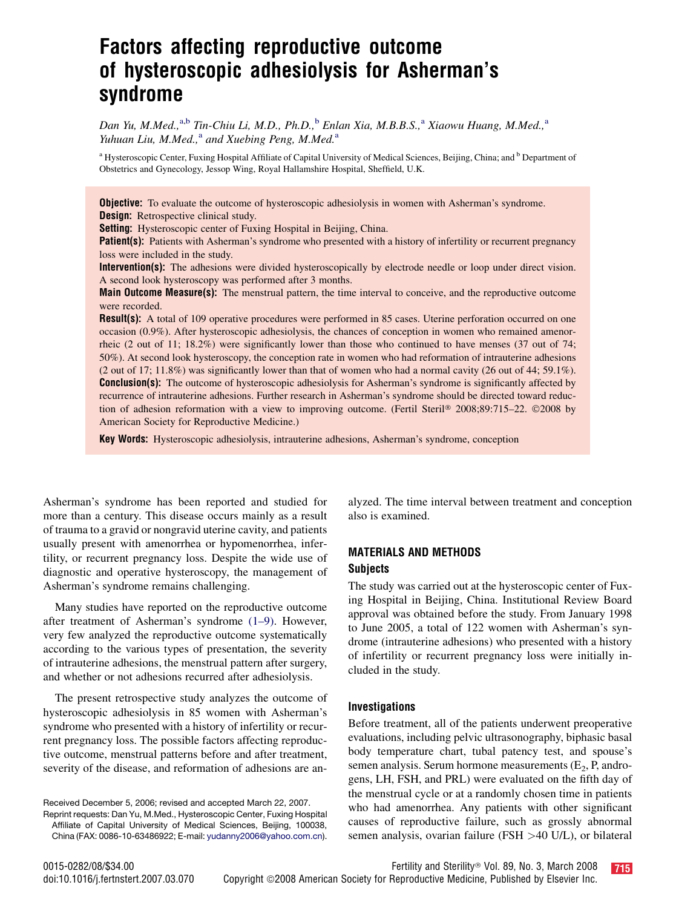# Factors affecting reproductive outcome of hysteroscopic adhesiolysis for Asherman's syndrome

*Dan Yu, M.Med.,*[a,b] *Tin-Chiu Li, M.D., Ph.D.,*[b] *Enlan Xia, M.B.B.S.,*[a] *Xiaowu Huang, M.Med.,*[a] *Yuhuan Liu, M.Med.,*[a] *and Xuebing Peng, M.Med.*[a]

[a] Hysteroscopic Center, Fuxing Hospital Affiliate of Capital University of Medical Sciences, Beijing, China; and [b] Department of Obstetrics and Gynecology, Jessop Wing, Royal Hallamshire Hospital, Sheffield, U.K.

**Objective:** To evaluate the outcome of hysteroscopic adhesiolysis in women with Asherman's syndrome.

**Design:** Retrospective clinical study.

**Setting:** Hysteroscopic center of Fuxing Hospital in Beijing, China.

**Patient(s):** Patients with Asherman's syndrome who presented with a history of infertility or recurrent pregnancy loss were included in the study.

**Intervention(s):** The adhesions were divided hysteroscopically by electrode needle or loop under direct vision. A second look hysteroscopy was performed after 3 months.

**Main Outcome Measure(s):** The menstrual pattern, the time interval to conceive, and the reproductive outcome were recorded.

**Result(s):** A total of 109 operative procedures were performed in 85 cases. Uterine perforation occurred on one occasion (0.9%). After hysteroscopic adhesiolysis, the chances of conception in women who remained amenorrheic (2 out of 11; 18.2%) were significantly lower than those who continued to have menses (37 out of 74; 50%). At second look hysteroscopy, the conception rate in women who had reformation of intrauterine adhesions (2 out of 17; 11.8%) was significantly lower than that of women who had a normal cavity (26 out of 44; 59.1%).

**Conclusion(s):** The outcome of hysteroscopic adhesiolysis for Asherman's syndrome is significantly affected by recurrence of intrauterine adhesions. Further research in Asherman's syndrome should be directed toward reduction of adhesion reformation with a view to improving outcome. (Fertil Steril® 2008;89:715–22. ©2008 by American Society for Reproductive Medicine.)

**Key Words:** Hysteroscopic adhesiolysis, intrauterine adhesions, Asherman's syndrome, conception

Asherman's syndrome has been reported and studied for more than a century. This disease occurs mainly as a result of trauma to a gravid or nongravid uterine cavity, and patients usually present with amenorrhea or hypomenorrhea, infertility, or recurrent pregnancy loss. Despite the wide use of diagnostic and operative hysteroscopy, the management of Asherman's syndrome remains challenging.

Many studies have reported on the reproductive outcome after treatment of Asherman's syndrome (1–9). However, very few analyzed the reproductive outcome systematically according to the various types of presentation, the severity of intrauterine adhesions, the menstrual pattern after surgery, and whether or not adhesions recurred after adhesiolysis.

The present retrospective study analyzes the outcome of hysteroscopic adhesiolysis in 85 women with Asherman's syndrome who presented with a history of infertility or recurrent pregnancy loss. The possible factors affecting reproductive outcome, menstrual patterns before and after treatment, severity of the disease, and reformation of adhesions are analyzed. The time interval between treatment and conception also is examined.

## MATERIALS AND METHODS

### Subjects

The study was carried out at the hysteroscopic center of Fuxing Hospital in Beijing, China. Institutional Review Board approval was obtained before the study. From January 1998 to June 2005, a total of 122 women with Asherman's syndrome (intrauterine adhesions) who presented with a history of infertility or recurrent pregnancy loss were initially included in the study.

### Investigations

Before treatment, all of the patients underwent preoperative evaluations, including pelvic ultrasonography, biphasic basal body temperature chart, tubal patency test, and spouse's semen analysis. Serum hormone measurements ($E_2$, P, androgens, LH, FSH, and PRL) were evaluated on the fifth day of the menstrual cycle or at a randomly chosen time in patients who had amenorrhea. Any patients with other significant causes of reproductive failure, such as grossly abnormal semen analysis, ovarian failure (FSH >40 U/L), or bilateral

Received December 5, 2006; revised and accepted March 22, 2007.

Reprint requests: Dan Yu, M.Med., Hysteroscopic Center, Fuxing Hospital Affiliate of Capital University of Medical Sciences, Beijing, 100038, China (FAX: 0086-10-63486922; E-mail: yudanny2006@yahoo.com.cn).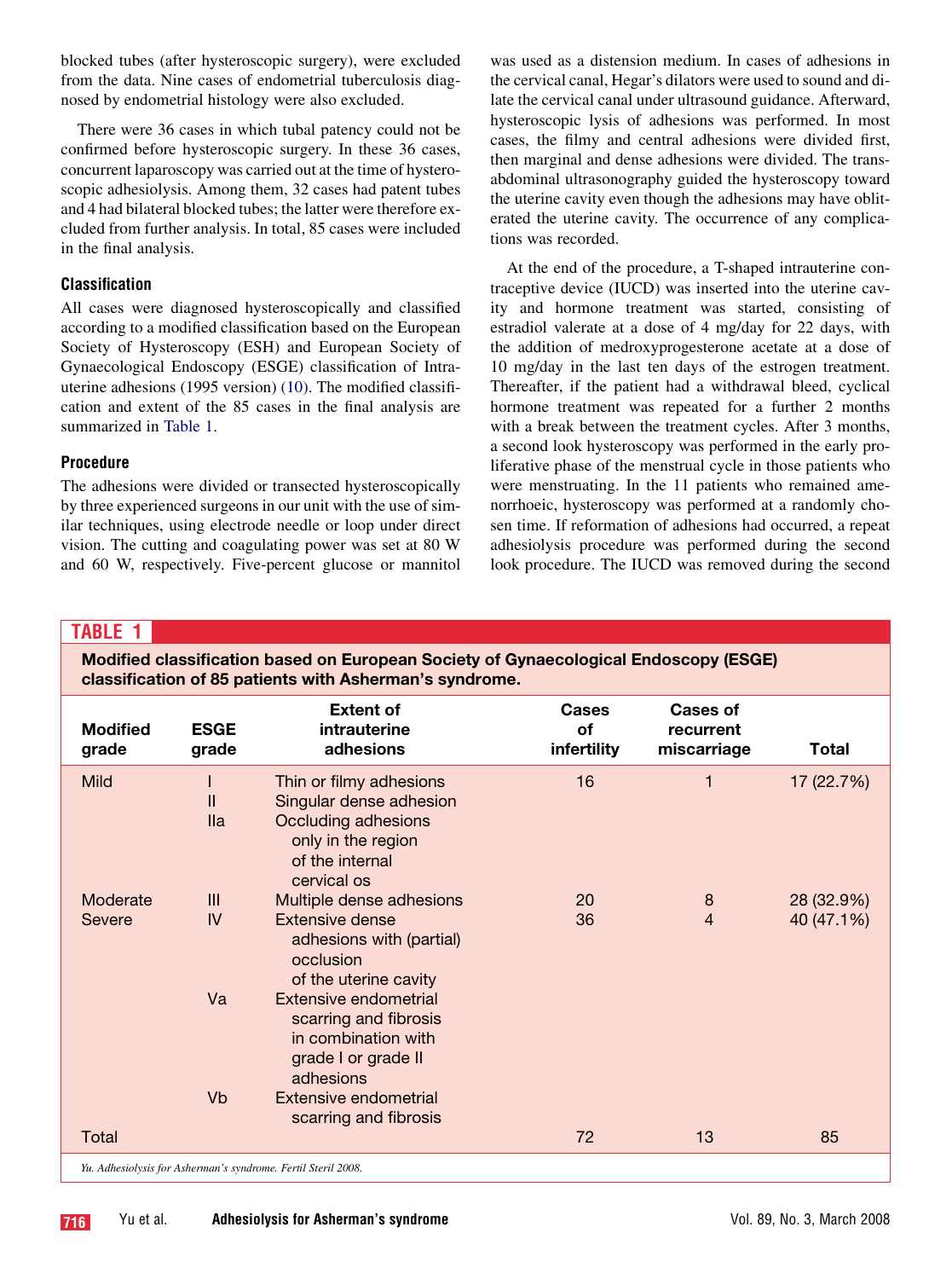blocked tubes (after hysteroscopic surgery), were excluded from the data. Nine cases of endometrial tuberculosis diagnosed by endometrial histology were also excluded.

There were 36 cases in which tubal patency could not be confirmed before hysteroscopic surgery. In these 36 cases, concurrent laparoscopy was carried out at the time of hysteroscopic adhesiolysis. Among them, 32 cases had patent tubes and 4 had bilateral blocked tubes; the latter were therefore excluded from further analysis. In total, 85 cases were included in the final analysis.

### Classification

All cases were diagnosed hysteroscopically and classified according to a modified classification based on the European Society of Hysteroscopy (ESH) and European Society of Gynaecological Endoscopy (ESGE) classification of Intrauterine adhesions (1995 version) (10). The modified classification and extent of the 85 cases in the final analysis are summarized in Table 1.

### Procedure

The adhesions were divided or transected hysteroscopically by three experienced surgeons in our unit with the use of similar techniques, using electrode needle or loop under direct vision. The cutting and coagulating power was set at 80 W and 60 W, respectively. Five-percent glucose or mannitol was used as a distension medium. In cases of adhesions in the cervical canal, Hegar's dilators were used to sound and dilate the cervical canal under ultrasound guidance. Afterward, hysteroscopic lysis of adhesions was performed. In most cases, the filmy and central adhesions were divided first, then marginal and dense adhesions were divided. The transabdominal ultrasonography guided the hysteroscopy toward the uterine cavity even though the adhesions may have obliterated the uterine cavity. The occurrence of any complications was recorded.

At the end of the procedure, a T-shaped intrauterine contraceptive device (IUCD) was inserted into the uterine cavity and hormone treatment was started, consisting of estradiol valerate at a dose of 4 mg/day for 22 days, with the addition of medroxyprogesterone acetate at a dose of 10 mg/day in the last ten days of the estrogen treatment. Thereafter, if the patient had a withdrawal bleed, cyclical hormone treatment was repeated for a further 2 months with a break between the treatment cycles. After 3 months, a second look hysteroscopy was performed in the early proliferative phase of the menstrual cycle in those patients who were menstruating. In the 11 patients who remained amenorrhoeic, hysteroscopy was performed at a randomly chosen time. If reformation of adhesions had occurred, a repeat adhesiolysis procedure was performed during the second look procedure. The IUCD was removed during the second

**TABLE 1**

**Modified classification based on European Society of Gynaecological Endoscopy (ESGE) classification of 85 patients with Asherman's syndrome.**

| Modified grade | ESGE grade | Extent of intrauterine adhesions | Cases of infertility | Cases of recurrent miscarriage | Total |
|---|---|---|---|---|---|
| Mild | I | Thin or filmy adhesions | 16 | 1 | 17 (22.7%) |
| | II | Singular dense adhesion | | | |
| | IIa | Occluding adhesions only in the region of the internal cervical os | | | |
| Moderate | III | Multiple dense adhesions | 20 | 8 | 28 (32.9%) |
| Severe | IV | Extensive dense adhesions with (partial) occlusion of the uterine cavity | 36 | 4 | 40 (47.1%) |
| | Va | Extensive endometrial scarring and fibrosis in combination with grade I or grade II adhesions | | | |
| | Vb | Extensive endometrial scarring and fibrosis | | | |
| Total | | | 72 | 13 | 85 |

*Yu. Adhesiolysis for Asherman's syndrome. Fertil Steril 2008.*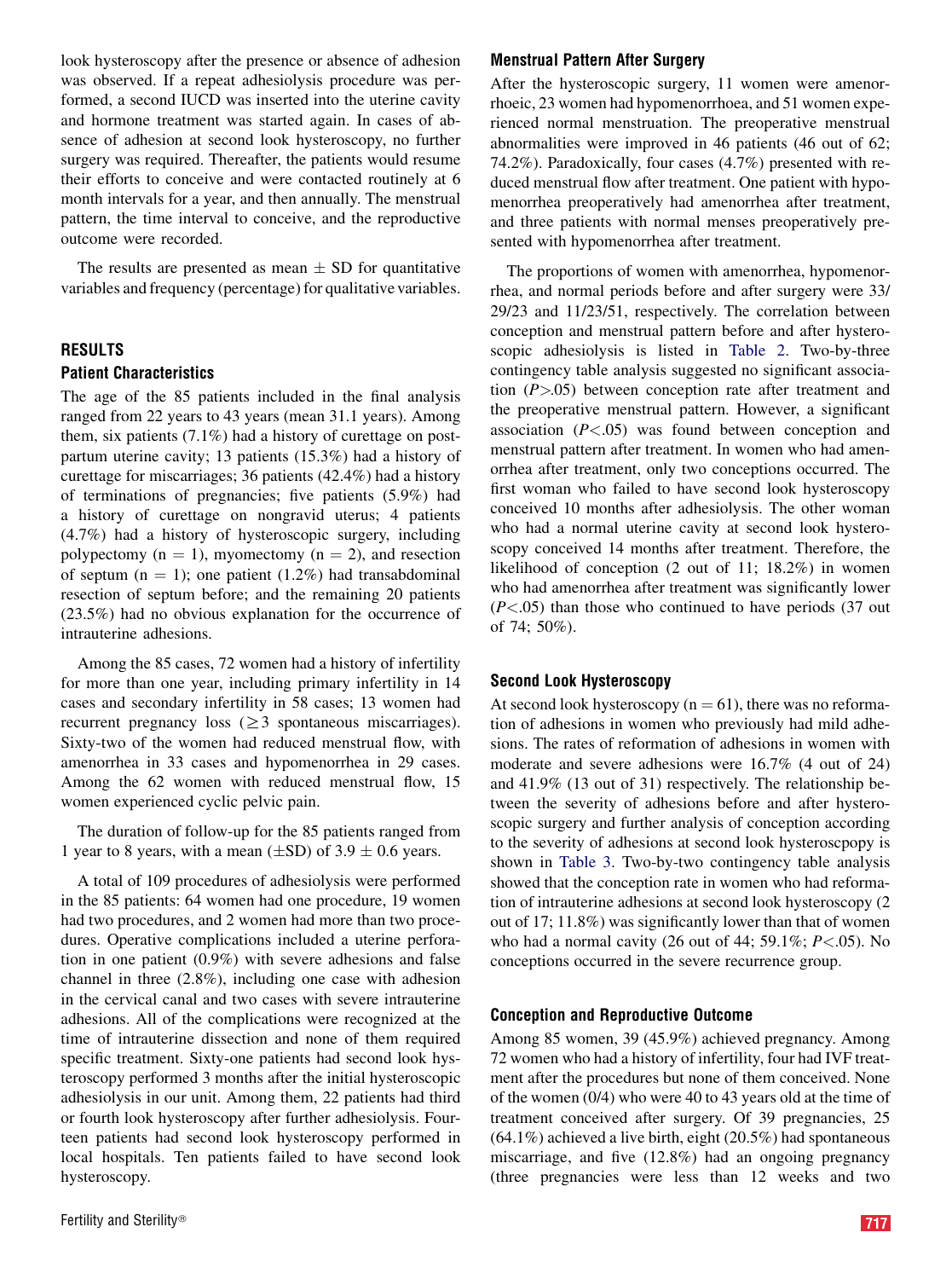look hysteroscopy after the presence or absence of adhesion was observed. If a repeat adhesiolysis procedure was performed, a second IUCD was inserted into the uterine cavity and hormone treatment was started again. In cases of absence of adhesion at second look hysteroscopy, no further surgery was required. Thereafter, the patients would resume their efforts to conceive and were contacted routinely at 6 month intervals for a year, and then annually. The menstrual pattern, the time interval to conceive, and the reproductive outcome were recorded.

The results are presented as mean ± SD for quantitative variables and frequency (percentage) for qualitative variables.

## RESULTS

### Patient Characteristics

The age of the 85 patients included in the final analysis ranged from 22 years to 43 years (mean 31.1 years). Among them, six patients (7.1%) had a history of curettage on postpartum uterine cavity; 13 patients (15.3%) had a history of curettage for miscarriages; 36 patients (42.4%) had a history of terminations of pregnancies; five patients (5.9%) had a history of curettage on nongravid uterus; 4 patients (4.7%) had a history of hysteroscopic surgery, including polypectomy (n = 1), myomectomy (n = 2), and resection of septum (n = 1); one patient (1.2%) had transabdominal resection of septum before; and the remaining 20 patients (23.5%) had no obvious explanation for the occurrence of intrauterine adhesions.

Among the 85 cases, 72 women had a history of infertility for more than one year, including primary infertility in 14 cases and secondary infertility in 58 cases; 13 women had recurrent pregnancy loss (≥3 spontaneous miscarriages). Sixty-two of the women had reduced menstrual flow, with amenorrhea in 33 cases and hypomenorrhea in 29 cases. Among the 62 women with reduced menstrual flow, 15 women experienced cyclic pelvic pain.

The duration of follow-up for the 85 patients ranged from 1 year to 8 years, with a mean (±SD) of 3.9 ± 0.6 years.

A total of 109 procedures of adhesiolysis were performed in the 85 patients: 64 women had one procedure, 19 women had two procedures, and 2 women had more than two procedures. Operative complications included a uterine perforation in one patient (0.9%) with severe adhesions and false channel in three (2.8%), including one case with adhesion in the cervical canal and two cases with severe intrauterine adhesions. All of the complications were recognized at the time of intrauterine dissection and none of them required specific treatment. Sixty-one patients had second look hysteroscopy performed 3 months after the initial hysteroscopic adhesiolysis in our unit. Among them, 22 patients had third or fourth look hysteroscopy after further adhesiolysis. Fourteen patients had second look hysteroscopy performed in local hospitals. Ten patients failed to have second look hysteroscopy.

### Menstrual Pattern After Surgery

After the hysteroscopic surgery, 11 women were amenorrhoeic, 23 women had hypomenorrhoea, and 51 women experienced normal menstruation. The preoperative menstrual abnormalities were improved in 46 patients (46 out of 62; 74.2%). Paradoxically, four cases (4.7%) presented with reduced menstrual flow after treatment. One patient with hypomenorrhea preoperatively had amenorrhea after treatment, and three patients with normal menses preoperatively presented with hypomenorrhea after treatment.

The proportions of women with amenorrhea, hypomenorrhea, and normal periods before and after surgery were 33/29/23 and 11/23/51, respectively. The correlation between conception and menstrual pattern before and after hysteroscopic adhesiolysis is listed in Table 2. Two-by-three contingency table analysis suggested no significant association ($P$>.05) between conception rate after treatment and the preoperative menstrual pattern. However, a significant association ($P$<.05) was found between conception and menstrual pattern after treatment. In women who had amenorrhea after treatment, only two conceptions occurred. The first woman who failed to have second look hysteroscopy conceived 10 months after adhesiolysis. The other woman who had a normal uterine cavity at second look hysteroscopy conceived 14 months after treatment. Therefore, the likelihood of conception (2 out of 11; 18.2%) in women who had amenorrhea after treatment was significantly lower ($P$<.05) than those who continued to have periods (37 out of 74; 50%).

### Second Look Hysteroscopy

At second look hysteroscopy (n = 61), there was no reformation of adhesions in women who previously had mild adhesions. The rates of reformation of adhesions in women with moderate and severe adhesions were 16.7% (4 out of 24) and 41.9% (13 out of 31) respectively. The relationship between the severity of adhesions before and after hysteroscopic surgery and further analysis of conception according to the severity of adhesions at second look hysteroscpopy is shown in Table 3. Two-by-two contingency table analysis showed that the conception rate in women who had reformation of intrauterine adhesions at second look hysteroscopy (2 out of 17; 11.8%) was significantly lower than that of women who had a normal cavity (26 out of 44; 59.1%; $P$<.05). No conceptions occurred in the severe recurrence group.

### Conception and Reproductive Outcome

Among 85 women, 39 (45.9%) achieved pregnancy. Among 72 women who had a history of infertility, four had IVF treatment after the procedures but none of them conceived. None of the women (0/4) who were 40 to 43 years old at the time of treatment conceived after surgery. Of 39 pregnancies, 25 (64.1%) achieved a live birth, eight (20.5%) had spontaneous miscarriage, and five (12.8%) had an ongoing pregnancy (three pregnancies were less than 12 weeks and two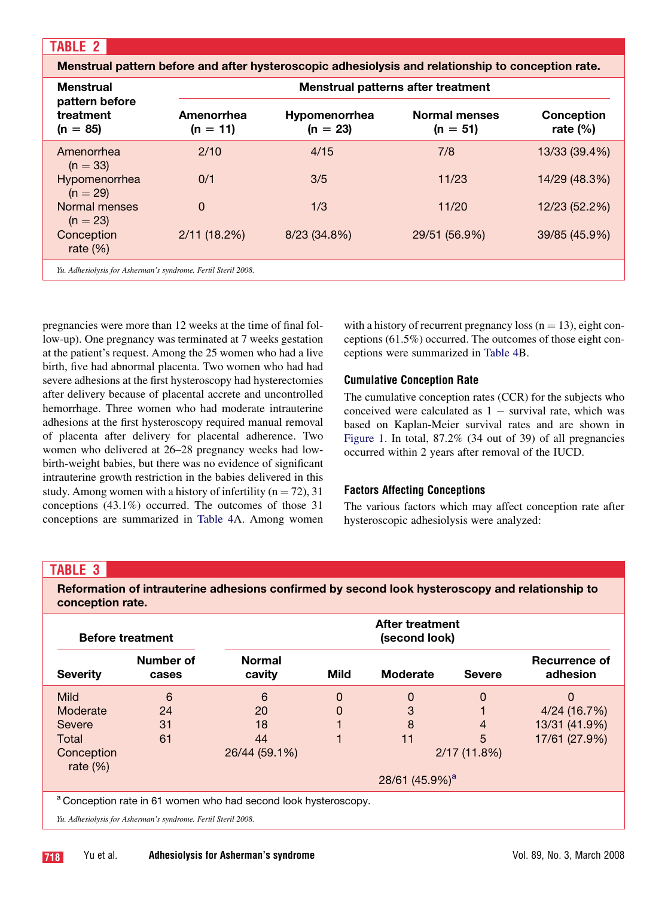**TABLE 2**

**Menstrual pattern before and after hysteroscopic adhesiolysis and relationship to conception rate.**

| Menstrual pattern before treatment (n = 85) | Menstrual patterns after treatment | | | |
|---|---|---|---|---|
| | Amenorrhea (n = 11) | Hypomenorrhea (n = 23) | Normal menses (n = 51) | Conception rate (%) |
| Amenorrhea (n = 33) | 2/10 | 4/15 | 7/8 | 13/33 (39.4%) |
| Hypomenorrhea (n = 29) | 0/1 | 3/5 | 11/23 | 14/29 (48.3%) |
| Normal menses (n = 23) | 0 | 1/3 | 11/20 | 12/23 (52.2%) |
| Conception rate (%) | 2/11 (18.2%) | 8/23 (34.8%) | 29/51 (56.9%) | 39/85 (45.9%) |

*Yu. Adhesiolysis for Asherman's syndrome. Fertil Steril 2008.*

pregnancies were more than 12 weeks at the time of final follow-up). One pregnancy was terminated at 7 weeks gestation at the patient's request. Among the 25 women who had a live birth, five had abnormal placenta. Two women who had had severe adhesions at the first hysteroscopy had hysterectomies after delivery because of placental accrete and uncontrolled hemorrhage. Three women who had moderate intrauterine adhesions at the first hysteroscopy required manual removal of placenta after delivery for placental adherence. Two women who delivered at 26–28 pregnancy weeks had low-birth-weight babies, but there was no evidence of significant intrauterine growth restriction in the babies delivered in this study. Among women with a history of infertility (n = 72), 31 conceptions (43.1%) occurred. The outcomes of those 31 conceptions are summarized in Table 4A. Among women with a history of recurrent pregnancy loss (n = 13), eight conceptions (61.5%) occurred. The outcomes of those eight conceptions were summarized in Table 4B.

### Cumulative Conception Rate

The cumulative conception rates (CCR) for the subjects who conceived were calculated as 1 − survival rate, which was based on Kaplan-Meier survival rates and are shown in Figure 1. In total, 87.2% (34 out of 39) of all pregnancies occurred within 2 years after removal of the IUCD.

### Factors Affecting Conceptions

The various factors which may affect conception rate after hysteroscopic adhesiolysis were analyzed:

**TABLE 3**

**Reformation of intrauterine adhesions confirmed by second look hysteroscopy and relationship to conception rate.**

| Before treatment | | After treatment (second look) | | | | |
|---|---|---|---|---|---|---|
| Severity | Number of cases | Normal cavity | Mild | Moderate | Severe | Recurrence of adhesion |
| Mild | 6 | 6 | 0 | 0 | 0 | 0 |
| Moderate | 24 | 20 | 0 | 3 | 1 | 4/24 (16.7%) |
| Severe | 31 | 18 | 1 | 8 | 4 | 13/31 (41.9%) |
| Total | 61 | 44 | 1 | 11 | 5 | 17/61 (27.9%) |
| Conception rate (%) | | 26/44 (59.1%) | 2/17 (11.8%) | | | |
| | | | | 28/61 (45.9%)[a] | | |

[a] Conception rate in 61 women who had second look hysteroscopy.

*Yu. Adhesiolysis for Asherman's syndrome. Fertil Steril 2008.*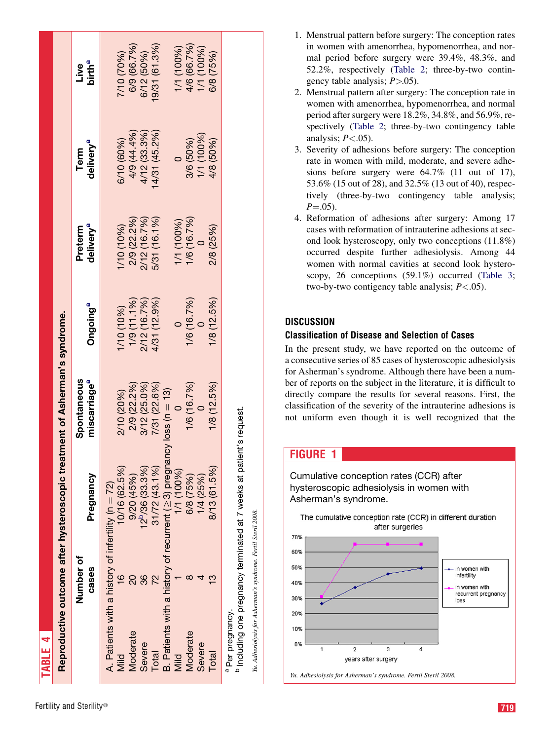**TABLE 4**

Reproductive outcome after hysteroscopic treatment of Asherman's syndrome.

| | Number of cases | Pregnancy | Spontaneous miscarriage[a] | Ongoing[a] | Preterm delivery[a] | Term delivery[a] | Live birth[a] |
|---|---|---|---|---|---|---|---|
| A. Patients with a history of infertility (n = 72) | | | | | | | |
| Mild | 16 | 10/16 (62.5%) | 2/10 (20%) | 1/10 (10%) | 1/10 (10%) | 6/10 (60%) | 7/10 (70%) |
| Moderate | 20 | 9/20 (45%) | 2/9 (22.2%) | 1/9 (11.1%) | 2/9 (22.2%) | 4/9 (44.4%) | 6/9 (66.7%) |
| Severe | 36 | 12[b]/36 (33.3%) | 3/12 (25.0%) | 2/12 (16.7%) | 2/12 (16.7%) | 4/12 (33.3%) | 6/12 (50%) |
| Total | 72 | 31/72 (43.1%) | 7/31 (22.6%) | 4/31 (12.9%) | 5/31 (16.1%) | 14/31 (45.2%) | 19/31 (61.3%) |
| B. Patients with a history of recurrent (≥3) pregnancy loss (n = 13) | | | | | | | |
| Mild | 1 | 1/1 (100%) | 0 | 0 | 1/1 (100%) | 0 | 1/1 (100%) |
| Moderate | 8 | 6/8 (75%) | 1/6 (16.7%) | 1/6 (16.7%) | 1/6 (16.7%) | 3/6 (50%) | 4/6 (66.7%) |
| Severe | 4 | 1/4 (25%) | 0 | 0 | 0 | 1/1 (100%) | 1/1 (100%) |
| Total | 13 | 8/13 (61.5%) | 1/8 (12.5%) | 1/8 (12.5%) | 2/8 (25%) | 4/8 (50%) | 6/8 (75%) |

[a] Per pregnancy.
[b] Including one pregnancy terminated at 7 weeks at patient's request.

*Yu. Adhesiolysis for Asherman's syndrome. Fertil Steril 2008.*

1. Menstrual pattern before surgery: The conception rates in women with amenorrhea, hypomenorrhea, and normal period before surgery were 39.4%, 48.3%, and 52.2%, respectively (Table 2; three-by-two contingency table analysis; $P > .05$).
2. Menstrual pattern after surgery: The conception rate in women with amenorrhea, hypomenorrhea, and normal period after surgery were 18.2%, 34.8%, and 56.9%, respectively (Table 2; three-by-two contingency table analysis; $P < .05$).
3. Severity of adhesions before surgery: The conception rate in women with mild, moderate, and severe adhesions before surgery were 64.7% (11 out of 17), 53.6% (15 out of 28), and 32.5% (13 out of 40), respectively (three-by-two contingency table analysis; $P = .05$).
4. Reformation of adhesions after surgery: Among 17 cases with reformation of intrauterine adhesions at second look hysteroscopy, only two conceptions (11.8%) occurred despite further adhesiolysis. Among 44 women with normal cavities at second look hysteroscopy, 26 conceptions (59.1%) occurred (Table 3; two-by-two contigency table analysis; $P < .05$).

## DISCUSSION

### Classification of Disease and Selection of Cases

In the present study, we have reported on the outcome of a consecutive series of 85 cases of hysteroscopic adhesiolysis for Asherman's syndrome. Although there have been a number of reports on the subject in the literature, it is difficult to directly compare the results for several reasons. First, the classification of the severity of the intrauterine adhesions is not uniform even though it is well recognized that the

**FIGURE 1**

Cumulative conception rates (CCR) after hysteroscopic adhesiolysis in women with Asherman's syndrome.

*Yu. Adhesiolysis for Asherman's syndrome. Fertil Steril 2008.*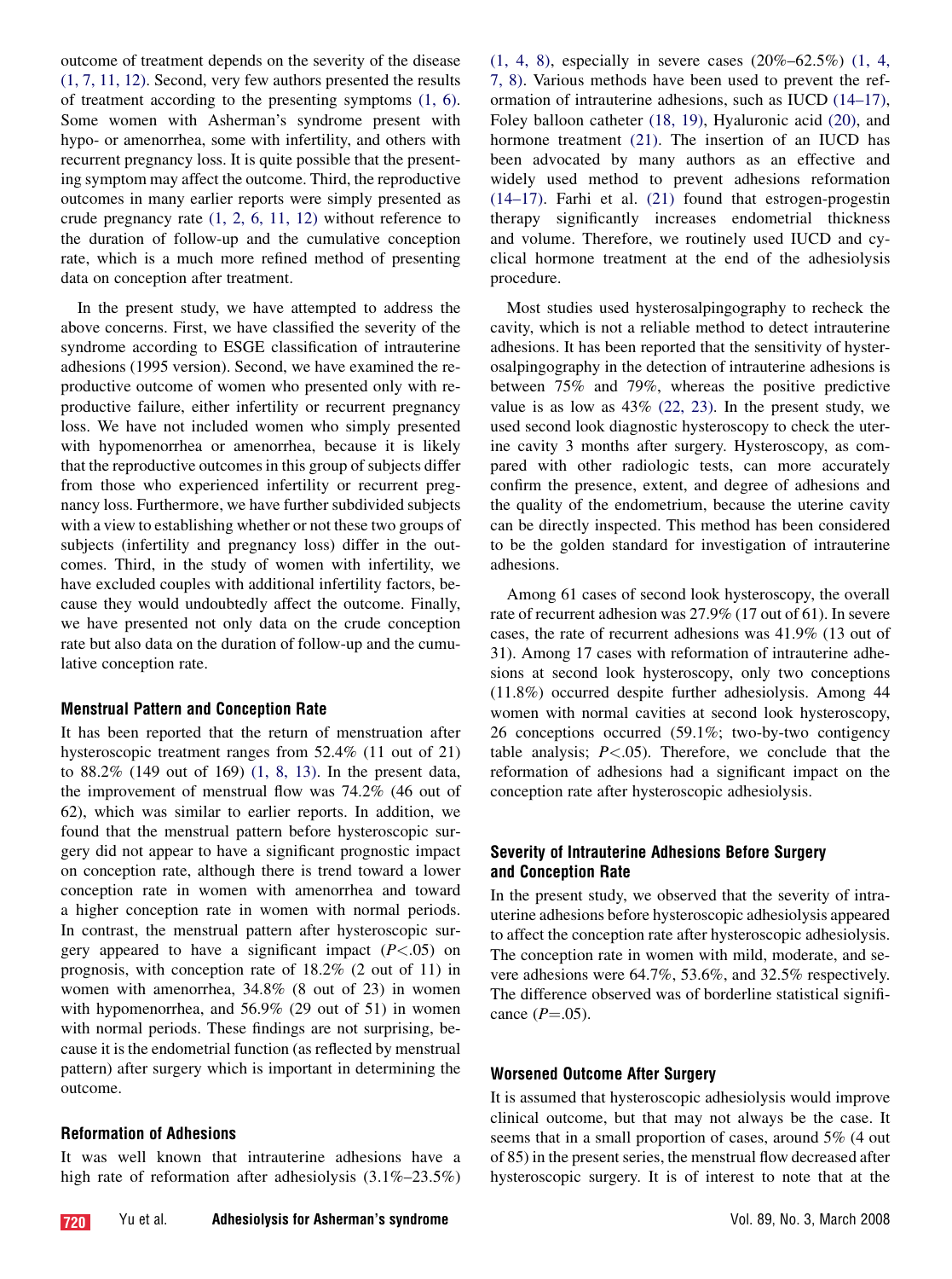outcome of treatment depends on the severity of the disease (1, 7, 11, 12). Second, very few authors presented the results of treatment according to the presenting symptoms (1, 6). Some women with Asherman's syndrome present with hypo- or amenorrhea, some with infertility, and others with recurrent pregnancy loss. It is quite possible that the presenting symptom may affect the outcome. Third, the reproductive outcomes in many earlier reports were simply presented as crude pregnancy rate (1, 2, 6, 11, 12) without reference to the duration of follow-up and the cumulative conception rate, which is a much more refined method of presenting data on conception after treatment.

In the present study, we have attempted to address the above concerns. First, we have classified the severity of the syndrome according to ESGE classification of intrauterine adhesions (1995 version). Second, we have examined the reproductive outcome of women who presented only with reproductive failure, either infertility or recurrent pregnancy loss. We have not included women who simply presented with hypomenorrhea or amenorrhea, because it is likely that the reproductive outcomes in this group of subjects differ from those who experienced infertility or recurrent pregnancy loss. Furthermore, we have further subdivided subjects with a view to establishing whether or not these two groups of subjects (infertility and pregnancy loss) differ in the outcomes. Third, in the study of women with infertility, we have excluded couples with additional infertility factors, because they would undoubtedly affect the outcome. Finally, we have presented not only data on the crude conception rate but also data on the duration of follow-up and the cumulative conception rate.

### Menstrual Pattern and Conception Rate

It has been reported that the return of menstruation after hysteroscopic treatment ranges from 52.4% (11 out of 21) to 88.2% (149 out of 169) (1, 8, 13). In the present data, the improvement of menstrual flow was 74.2% (46 out of 62), which was similar to earlier reports. In addition, we found that the menstrual pattern before hysteroscopic surgery did not appear to have a significant prognostic impact on conception rate, although there is trend toward a lower conception rate in women with amenorrhea and toward a higher conception rate in women with normal periods. In contrast, the menstrual pattern after hysteroscopic surgery appeared to have a significant impact ($P<.05$) on prognosis, with conception rate of 18.2% (2 out of 11) in women with amenorrhea, 34.8% (8 out of 23) in women with hypomenorrhea, and 56.9% (29 out of 51) in women with normal periods. These findings are not surprising, because it is the endometrial function (as reflected by menstrual pattern) after surgery which is important in determining the outcome.

### Reformation of Adhesions

It was well known that intrauterine adhesions have a high rate of reformation after adhesiolysis (3.1%–23.5%) (1, 4, 8), especially in severe cases (20%–62.5%) (1, 4, 7, 8). Various methods have been used to prevent the reformation of intrauterine adhesions, such as IUCD (14–17), Foley balloon catheter (18, 19), Hyaluronic acid (20), and hormone treatment (21). The insertion of an IUCD has been advocated by many authors as an effective and widely used method to prevent adhesions reformation (14–17). Farhi et al. (21) found that estrogen-progestin therapy significantly increases endometrial thickness and volume. Therefore, we routinely used IUCD and cyclical hormone treatment at the end of the adhesiolysis procedure.

Most studies used hysterosalpingography to recheck the cavity, which is not a reliable method to detect intrauterine adhesions. It has been reported that the sensitivity of hysterosalpingography in the detection of intrauterine adhesions is between 75% and 79%, whereas the positive predictive value is as low as 43% (22, 23). In the present study, we used second look diagnostic hysteroscopy to check the uterine cavity 3 months after surgery. Hysteroscopy, as compared with other radiologic tests, can more accurately confirm the presence, extent, and degree of adhesions and the quality of the endometrium, because the uterine cavity can be directly inspected. This method has been considered to be the golden standard for investigation of intrauterine adhesions.

Among 61 cases of second look hysteroscopy, the overall rate of recurrent adhesion was 27.9% (17 out of 61). In severe cases, the rate of recurrent adhesions was 41.9% (13 out of 31). Among 17 cases with reformation of intrauterine adhesions at second look hysteroscopy, only two conceptions (11.8%) occurred despite further adhesiolysis. Among 44 women with normal cavities at second look hysteroscopy, 26 conceptions occurred (59.1%; two-by-two contigency table analysis; $P<.05$). Therefore, we conclude that the reformation of adhesions had a significant impact on the conception rate after hysteroscopic adhesiolysis.

### Severity of Intrauterine Adhesions Before Surgery and Conception Rate

In the present study, we observed that the severity of intrauterine adhesions before hysteroscopic adhesiolysis appeared to affect the conception rate after hysteroscopic adhesiolysis. The conception rate in women with mild, moderate, and severe adhesions were 64.7%, 53.6%, and 32.5% respectively. The difference observed was of borderline statistical significance ($P=.05$).

### Worsened Outcome After Surgery

It is assumed that hysteroscopic adhesiolysis would improve clinical outcome, but that may not always be the case. It seems that in a small proportion of cases, around 5% (4 out of 85) in the present series, the menstrual flow decreased after hysteroscopic surgery. It is of interest to note that at the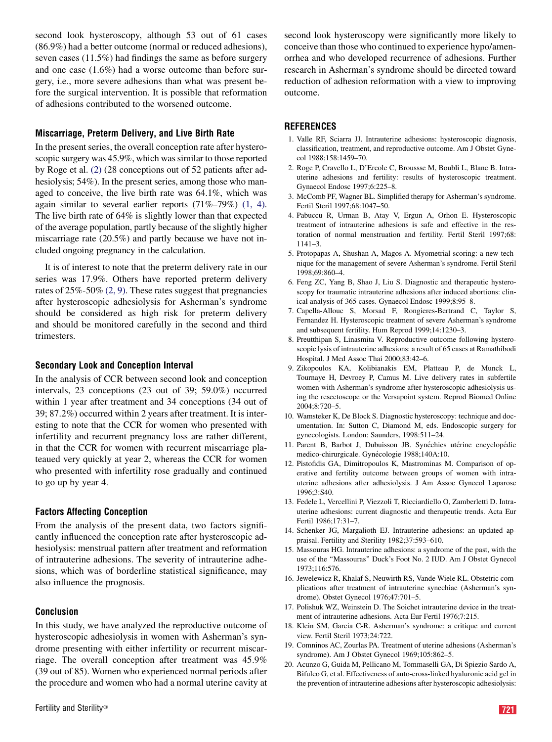second look hysteroscopy, although 53 out of 61 cases (86.9%) had a better outcome (normal or reduced adhesions), seven cases (11.5%) had findings the same as before surgery and one case (1.6%) had a worse outcome than before surgery, i.e., more severe adhesions than what was present before the surgical intervention. It is possible that reformation of adhesions contributed to the worsened outcome.

### Miscarriage, Preterm Delivery, and Live Birth Rate

In the present series, the overall conception rate after hysteroscopic surgery was 45.9%, which was similar to those reported by Roge et al. (2) (28 conceptions out of 52 patients after adhesiolysis; 54%). In the present series, among those who managed to conceive, the live birth rate was 64.1%, which was again similar to several earlier reports (71%–79%) (1, 4). The live birth rate of 64% is slightly lower than that expected of the average population, partly because of the slightly higher miscarriage rate (20.5%) and partly because we have not included ongoing pregnancy in the calculation.

It is of interest to note that the preterm delivery rate in our series was 17.9%. Others have reported preterm delivery rates of 25%-50% (2, 9). These rates suggest that pregnancies after hysteroscopic adhesiolysis for Asherman's syndrome should be considered as high risk for preterm delivery and should be monitored carefully in the second and third trimesters.

### Secondary Look and Conception Interval

In the analysis of CCR between second look and conception intervals, 23 conceptions (23 out of 39; 59.0%) occurred within 1 year after treatment and 34 conceptions (34 out of 39; 87.2%) occurred within 2 years after treatment. It is interesting to note that the CCR for women who presented with infertility and recurrent pregnancy loss are rather different, in that the CCR for women with recurrent miscarriage plateaued very quickly at year 2, whereas the CCR for women who presented with infertility rose gradually and continued to go up by year 4.

### Factors Affecting Conception

From the analysis of the present data, two factors significantly influenced the conception rate after hysteroscopic adhesiolysis: menstrual pattern after treatment and reformation of intrauterine adhesions. The severity of intrauterine adhesions, which was of borderline statistical significance, may also influence the prognosis.

### Conclusion

In this study, we have analyzed the reproductive outcome of hysteroscopic adhesiolysis in women with Asherman's syndrome presenting with either infertility or recurrent miscarriage. The overall conception after treatment was 45.9% (39 out of 85). Women who experienced normal periods after the procedure and women who had a normal uterine cavity at second look hysteroscopy were significantly more likely to conceive than those who continued to experience hypo/amenorrhea and who developed recurrence of adhesions. Further research in Asherman's syndrome should be directed toward reduction of adhesion reformation with a view to improving outcome.

## REFERENCES

1. Valle RF, Sciarra JJ. Intrauterine adhesions: hysteroscopic diagnosis, classification, treatment, and reproductive outcome. Am J Obstet Gynecol 1988;158:1459–70.
2. Roge P, Cravello L, D'Ercole C, Broussse M, Boubli L, Blanc B. Intrauterine adhesions and fertility: results of hysteroscopic treatment. Gynaecol Endosc 1997;6:225–8.
3. McComb PF, Wagner BL. Simplified therapy for Asherman's syndrome. Fertil Steril 1997;68:1047–50.
4. Pabuccu R, Urman B, Atay V, Ergun A, Orhon E. Hysteroscopic treatment of intrauterine adhesions is safe and effective in the restoration of normal menstruation and fertility. Fertil Steril 1997;68: 1141–3.
5. Protopapas A, Shushan A, Magos A. Myometrial scoring: a new technique for the management of severe Asherman's syndrome. Fertil Steril 1998;69:860–4.
6. Feng ZC, Yang B, Shao J, Liu S. Diagnostic and therapeutic hysteroscopy for traumatic intrauterine adhesions after induced abortions: clinical analysis of 365 cases. Gynaecol Endosc 1999;8:95–8.
7. Capella-Allouc S, Morsad F, Rongieres-Bertrand C, Taylor S, Fernandez H. Hysteroscopic treatment of severe Asherman's syndrome and subsequent fertility. Hum Reprod 1999;14:1230–3.
8. Preutthipan S, Linasmita V. Reproductive outcome following hysteroscopic lysis of intrauterine adhesions: a result of 65 cases at Ramathibodi Hospital. J Med Assoc Thai 2000;83:42–6.
9. Zikopoulos KA, Kolibianakis EM, Platteau P, de Munck L, Tournaye H, Devroey P, Camus M. Live delivery rates in subfertile women with Asherman's syndrome after hysteroscopic adhesiolysis using the resectoscope or the Versapoint system. Reprod Biomed Online 2004;8:720–5.
10. Wamsteker K, De Block S. Diagnostic hysteroscopy: technique and documentation. In: Sutton C, Diamond M, eds. Endoscopic surgery for gynecologists. London: Saunders, 1998:511–24.
11. Parent B, Barbot J, Dubuisson JB. Synéchies utérine encyclopédie medico-chirurgicale. Gynécologie 1988;140A:10.
12. Pistofidis GA, Dimitropoulos K, Mastrominas M. Comparison of operative and fertility outcome between groups of women with intrauterine adhesions after adhesiolysis. J Am Assoc Gynecol Laparosc 1996;3:S40.
13. Fedele L, Vercellini P, Viezzoli T, Ricciardiello O, Zamberletti D. Intrauterine adhesions: current diagnostic and therapeutic trends. Acta Eur Fertil 1986;17:31–7.
14. Schenker JG, Margalioth EJ. Intrauterine adhesions: an updated appraisal. Fertility and Sterility 1982;37:593–610.
15. Massouras HG. Intrauterine adhesions: a syndrome of the past, with the use of the "Massouras" Duck's Foot No. 2 IUD. Am J Obstet Gynecol 1973;116:576.
16. Jewelewicz R, Khalaf S, Neuwirth RS, Vande Wiele RL. Obstetric complications after treatment of intrauterine synechiae (Asherman's syndrome). Obstet Gynecol 1976;47:701–5.
17. Polishuk WZ, Weinstein D. The Soichet intrauterine device in the treatment of intrauterine adhesions. Acta Eur Fertil 1976;7:215.
18. Klein SM, Garcia C-R. Asherman's syndrome: a critique and current view. Fertil Steril 1973;24:722.
19. Comninos AC, Zourlas PA. Treatment of uterine adhesions (Asherman's syndrome). Am J Obstet Gynecol 1969;105:862–5.
20. Acunzo G, Guida M, Pellicano M, Tommaselli GA, Di Spiezio Sardo A, Bifulco G, et al. Effectiveness of auto-cross-linked hyaluronic acid gel in the prevention of intrauterine adhesions after hysteroscopic adhesiolysis: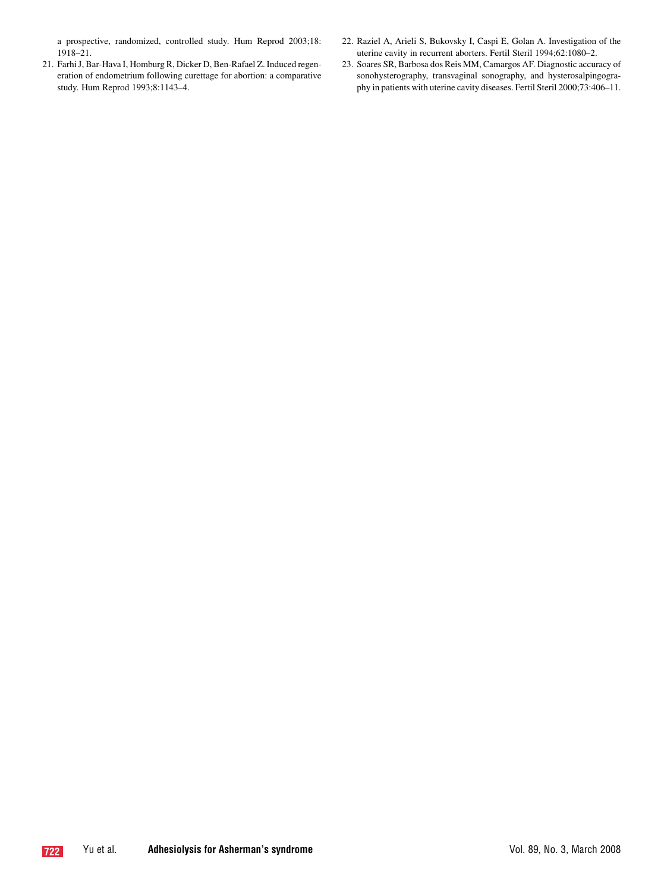a prospective, randomized, controlled study. Hum Reprod 2003;18: 1918–21.

21. Farhi J, Bar-Hava I, Homburg R, Dicker D, Ben-Rafael Z. Induced regeneration of endometrium following curettage for abortion: a comparative study. Hum Reprod 1993;8:1143–4.
22. Raziel A, Arieli S, Bukovsky I, Caspi E, Golan A. Investigation of the uterine cavity in recurrent aborters. Fertil Steril 1994;62:1080–2.
23. Soares SR, Barbosa dos Reis MM, Camargos AF. Diagnostic accuracy of sonohysterography, transvaginal sonography, and hysterosalpingography in patients with uterine cavity diseases. Fertil Steril 2000;73:406–11.